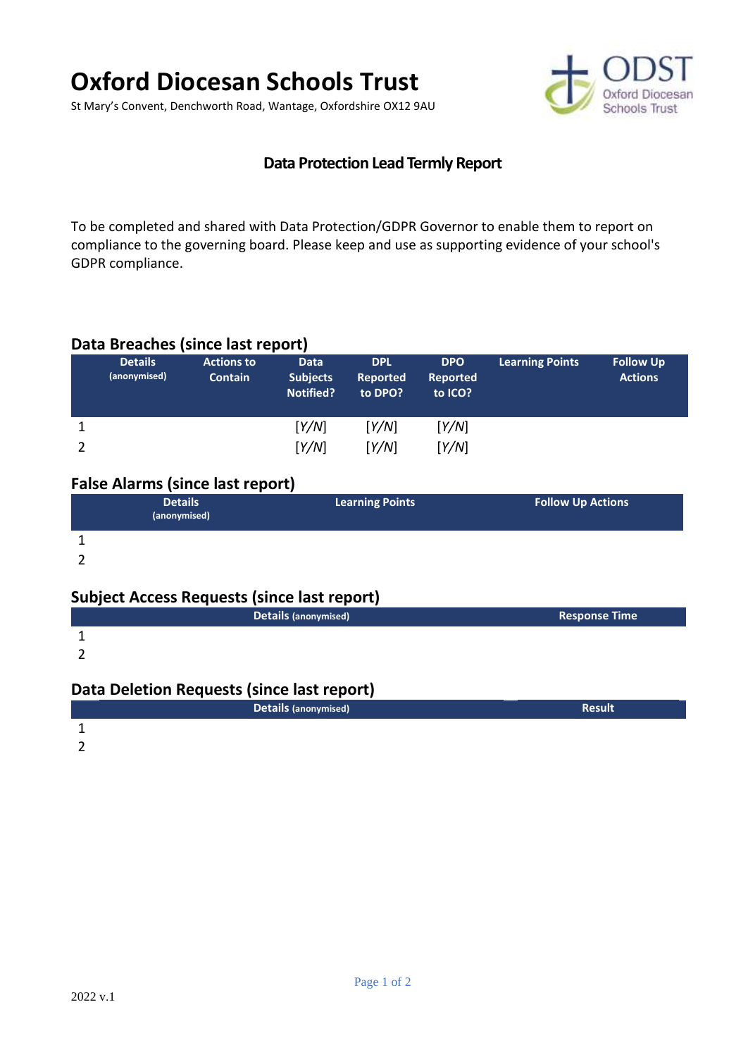# Oxford Diocesan Schools Trust

St Mary's Convent, Denchworth Road, Wantage, Oxfordshire OX12 9AU

## Data Protection Lead Termly Report

To be completed and shared with Data Protection/GDPR Governor to enable them to report on compliance to the governing board. Please keep and use as supporting evidence of your school's GDPR compliance.

### Data Breaches (since last report)

| | Details (anonymised) | Actions to Contain | Data Subjects Notified? | DPL Reported to DPO? | DPO Reported to ICO? | Learning Points | Follow Up Actions |
|---|---|---|---|---|---|---|---|
| 1 | | | [Y/N] | [Y/N] | [Y/N] | | |
| 2 | | | [Y/N] | [Y/N] | [Y/N] | | |

### False Alarms (since last report)

| | Details (anonymised) | Learning Points | Follow Up Actions |
|---|---|---|---|
| 1 | | | |
| 2 | | | |

### Subject Access Requests (since last report)

| | Details (anonymised) | Response Time |
|---|---|---|
| 1 | | |
| 2 | | |

### Data Deletion Requests (since last report)

| | Details (anonymised) | Result |
|---|---|---|
| 1 | | |
| 2 | | |

2022 v.1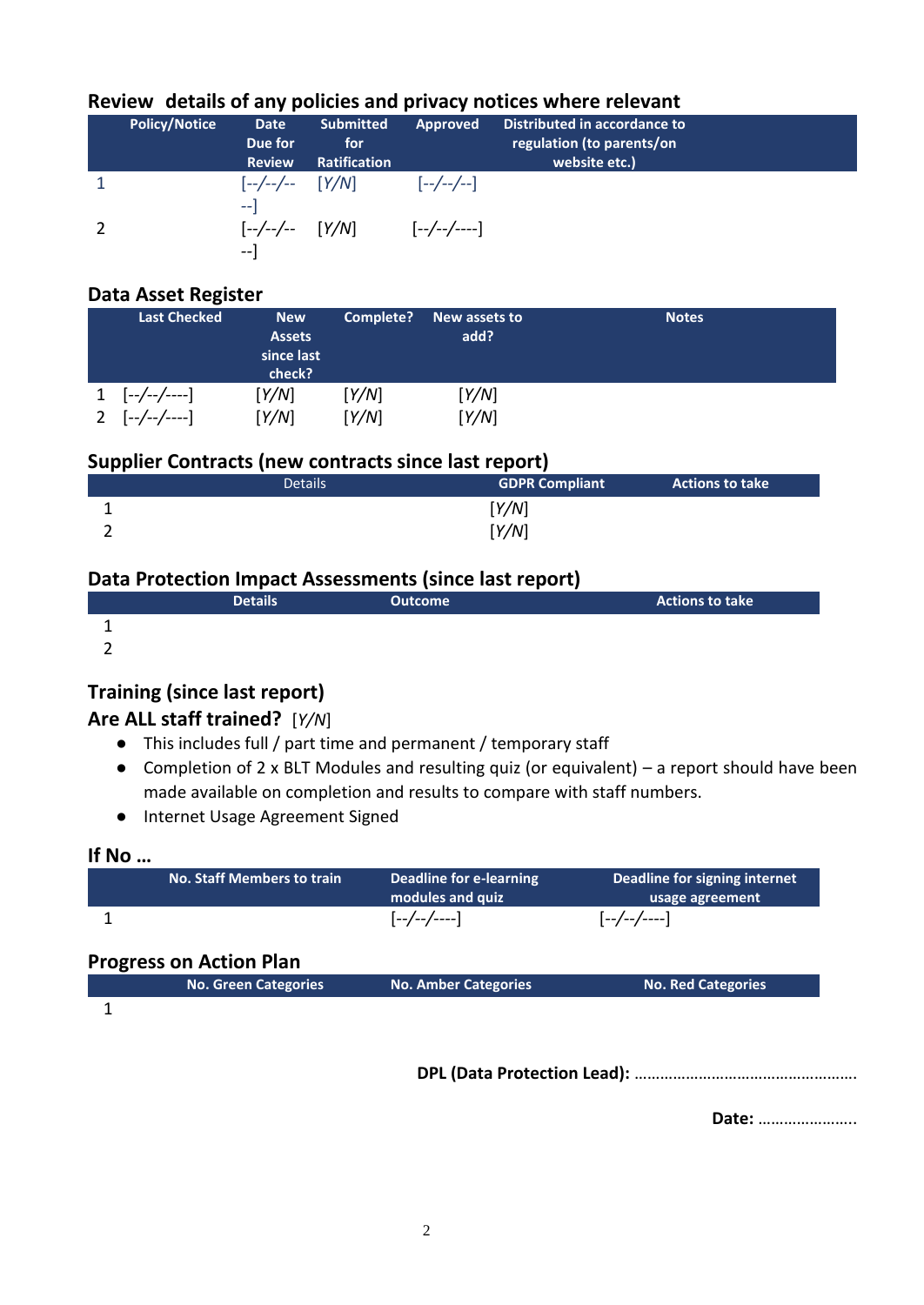## Review details of any policies and privacy notices where relevant

| | Policy/Notice | Date Due for Review | Submitted for Ratification | Approved | Distributed in accordance to regulation (to parents/on website etc.) |
|---|---|---|---|---|---|
| 1 | | [--/--/----] | [Y/N] | [--/--/--] | |
| 2 | | [--/--/----] | [Y/N] | [--/--/----] | |

## Data Asset Register

| | Last Checked | New Assets since last check? | Complete? | New assets to add? | Notes |
|---|---|---|---|---|---|
| 1 | [--/--/----] | [Y/N] | [Y/N] | [Y/N] | |
| 2 | [--/--/----] | [Y/N] | [Y/N] | [Y/N] | |

## Supplier Contracts (new contracts since last report)

| | Details | GDPR Compliant | Actions to take |
|---|---|---|---|
| 1 | | [Y/N] | |
| 2 | | [Y/N] | |

## Data Protection Impact Assessments (since last report)

| | Details | Outcome | Actions to take |
|---|---|---|---|
| 1 | | | |
| 2 | | | |

## Training (since last report)

## Are ALL staff trained? [Y/N]

- This includes full / part time and permanent / temporary staff
- Completion of 2 x BLT Modules and resulting quiz (or equivalent) – a report should have been made available on completion and results to compare with staff numbers.
- Internet Usage Agreement Signed

## If No …

| | No. Staff Members to train | Deadline for e-learning modules and quiz | Deadline for signing internet usage agreement |
|---|---|---|---|
| 1 | | [--/--/----] | [--/--/----] |

## Progress on Action Plan

| | No. Green Categories | No. Amber Categories | No. Red Categories |
|---|---|---|---|
| 1 | | | |

**DPL (Data Protection Lead):** …………………………………………….

**Date:** …………………..